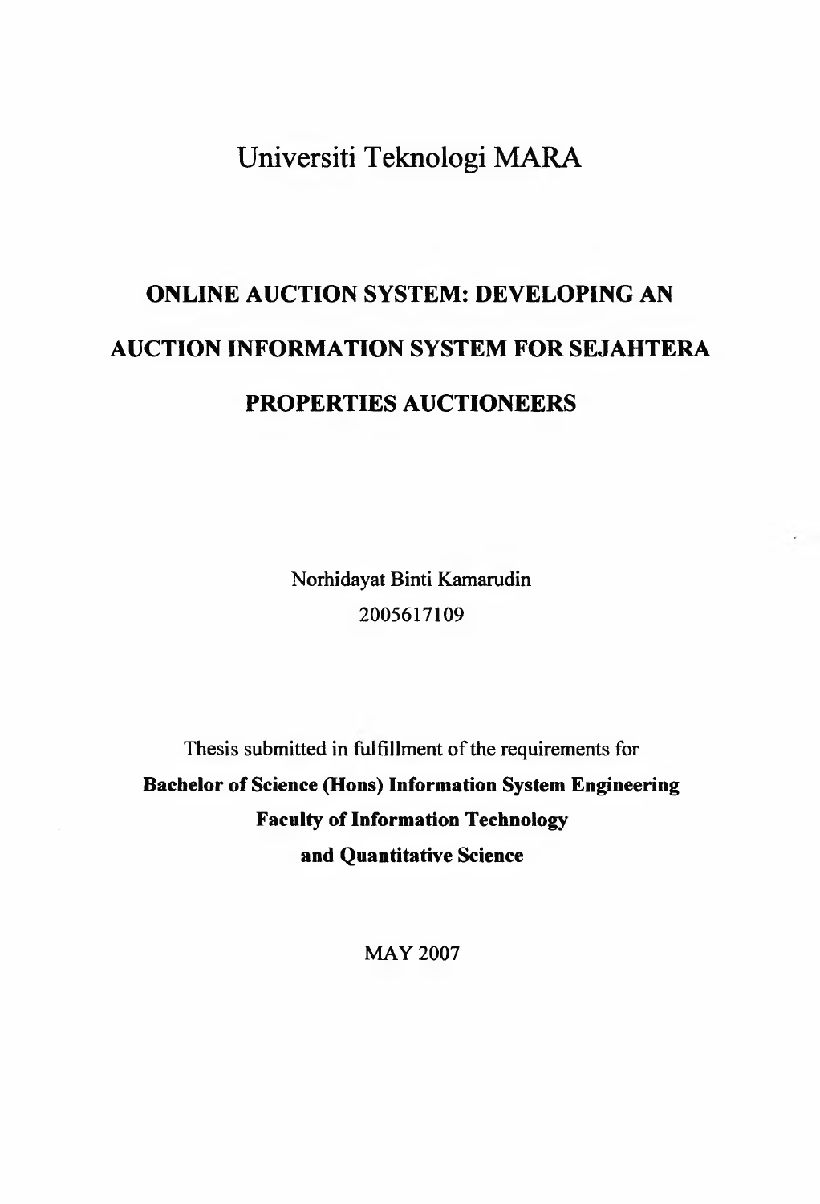# Universiti Teknologi MARA

## ONLINE AUCTION SYSTEM: DEVELOPING AN AUCTION INFORMATION SYSTEM FOR SEJAHTERA PROPERTIES AUCTIONEERS

Norhidayat Binti Kamarudin
2005617109

Thesis submitted in fulfillment of the requirements for
**Bachelor of Science (Hons) Information System Engineering**
**Faculty of Information Technology**
**and Quantitative Science**

MAY 2007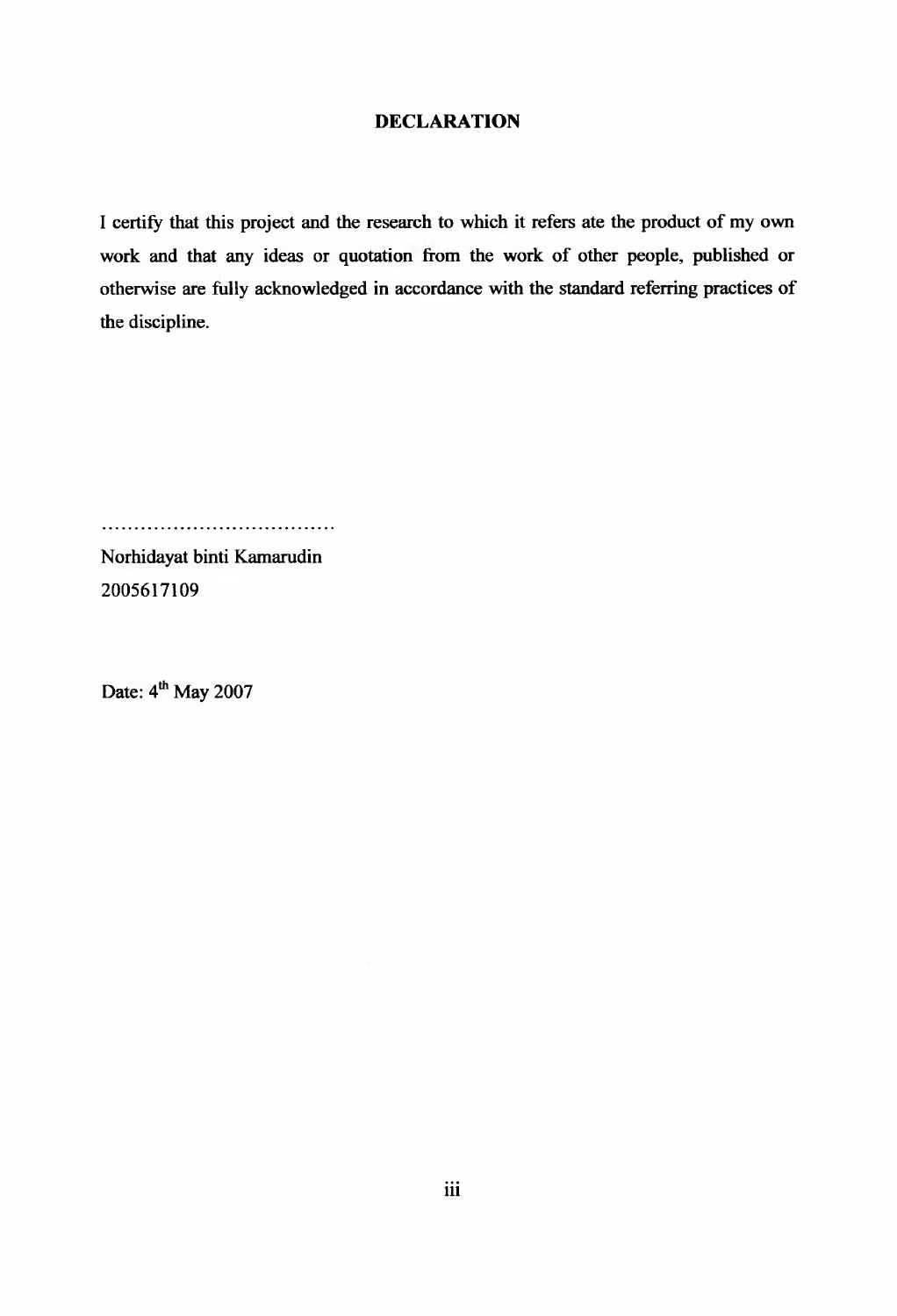# DECLARATION

I certify that this project and the research to which it refers ate the product of my own work and that any ideas or quotation from the work of other people, published or otherwise are fully acknowledged in accordance with the standard referring practices of the discipline.

....................................

Norhidayat binti Kamarudin
2005617109

Date: 4th May 2007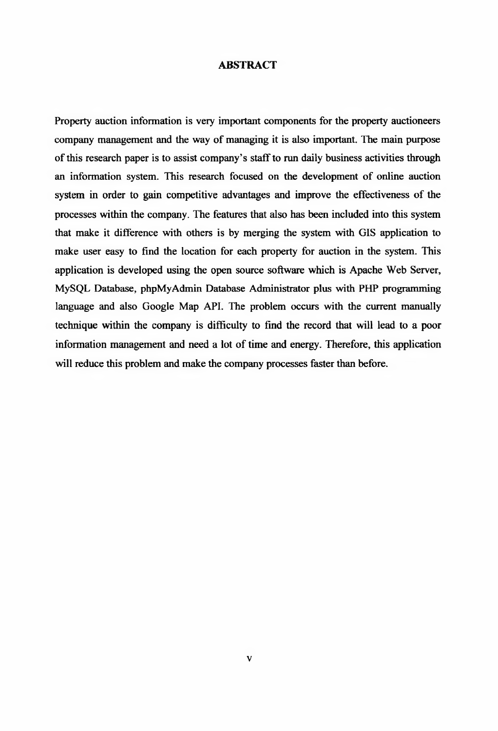# ABSTRACT

Property auction information is very important components for the property auctioneers company management and the way of managing it is also important. The main purpose of this research paper is to assist company's staff to run daily business activities through an information system. This research focused on the development of online auction system in order to gain competitive advantages and improve the effectiveness of the processes within the company. The features that also has been included into this system that make it difference with others is by merging the system with GIS application to make user easy to find the location for each property for auction in the system. This application is developed using the open source software which is Apache Web Server, MySQL Database, phpMyAdmin Database Administrator plus with PHP programming language and also Google Map API. The problem occurs with the current manually technique within the company is difficulty to find the record that will lead to a poor information management and need a lot of time and energy. Therefore, this application will reduce this problem and make the company processes faster than before.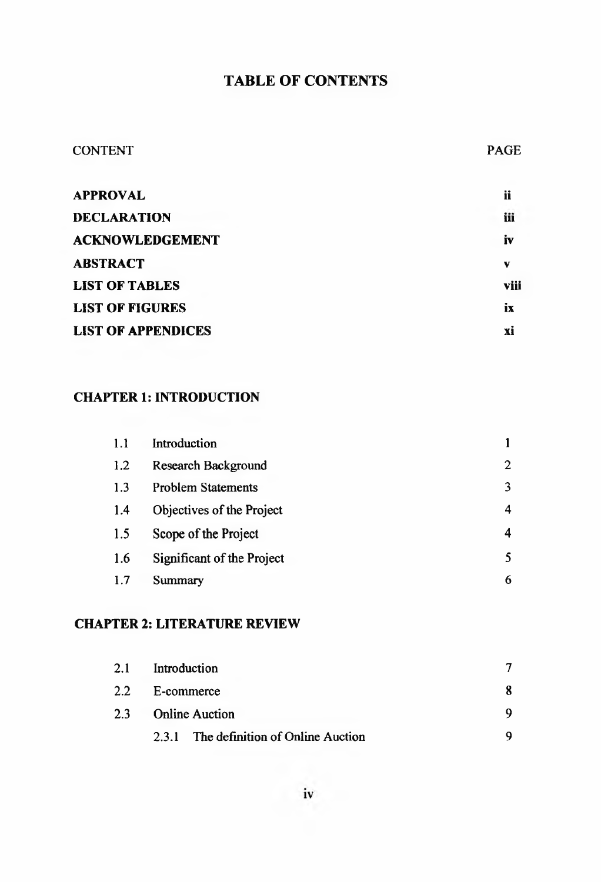# TABLE OF CONTENTS

| CONTENT | PAGE |
|---|---|
| **APPROVAL** | **ii** |
| **DECLARATION** | **iii** |
| **ACKNOWLEDGEMENT** | **iv** |
| **ABSTRACT** | **v** |
| **LIST OF TABLES** | **viii** |
| **LIST OF FIGURES** | **ix** |
| **LIST OF APPENDICES** | **xi** |

**CHAPTER 1: INTRODUCTION**

| | | |
|---|---|---|
| 1.1 | Introduction | 1 |
| 1.2 | Research Background | 2 |
| 1.3 | Problem Statements | 3 |
| 1.4 | Objectives of the Project | 4 |
| 1.5 | Scope of the Project | 4 |
| 1.6 | Significant of the Project | 5 |
| 1.7 | Summary | 6 |

**CHAPTER 2: LITERATURE REVIEW**

| | | |
|---|---|---|
| 2.1 | Introduction | 7 |
| 2.2 | E-commerce | 8 |
| 2.3 | Online Auction | 9 |
| | 2.3.1 The definition of Online Auction | 9 |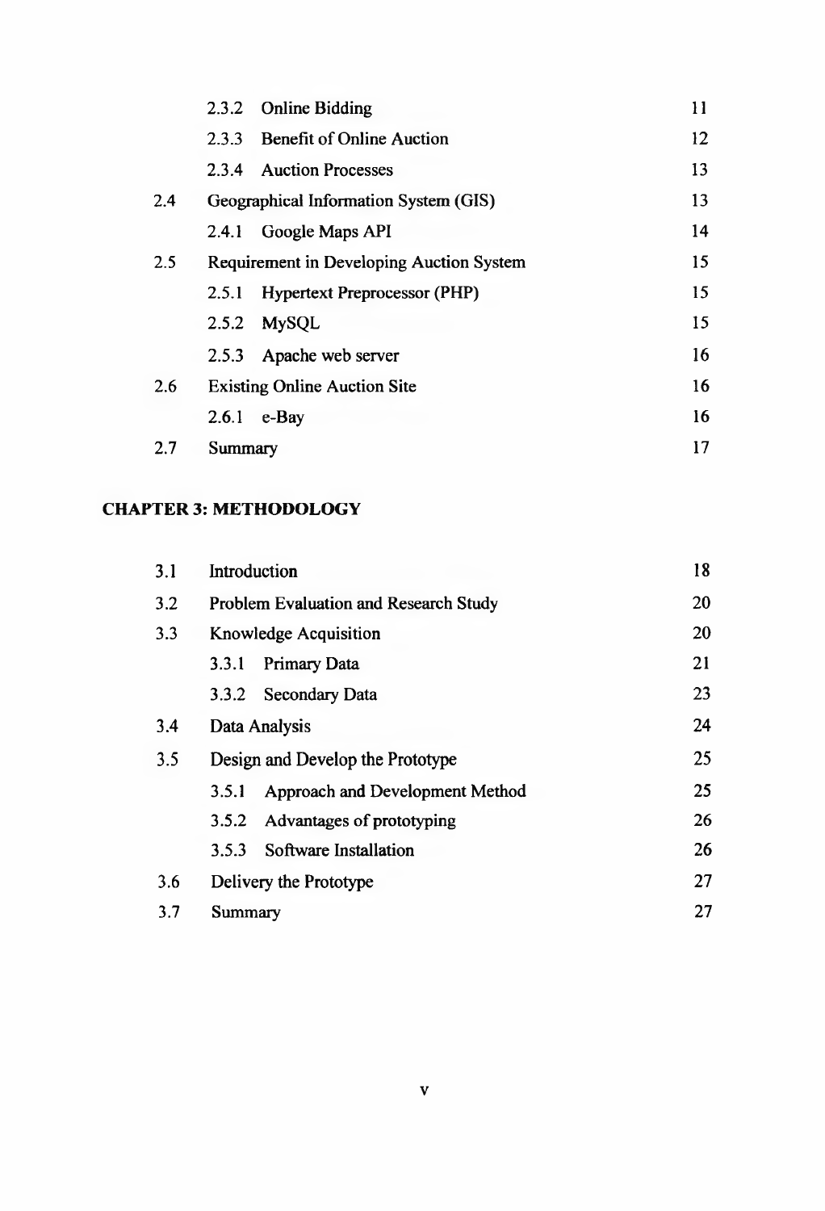| | | |
|---|---|---|
| | 2.3.2 Online Bidding | 11 |
| | 2.3.3 Benefit of Online Auction | 12 |
| | 2.3.4 Auction Processes | 13 |
| 2.4 | Geographical Information System (GIS) | 13 |
| | 2.4.1 Google Maps API | 14 |
| 2.5 | Requirement in Developing Auction System | 15 |
| | 2.5.1 Hypertext Preprocessor (PHP) | 15 |
| | 2.5.2 MySQL | 15 |
| | 2.5.3 Apache web server | 16 |
| 2.6 | Existing Online Auction Site | 16 |
| | 2.6.1 e-Bay | 16 |
| 2.7 | Summary | 17 |

**CHAPTER 3: METHODOLOGY**

| | | |
|---|---|---|
| 3.1 | Introduction | 18 |
| 3.2 | Problem Evaluation and Research Study | 20 |
| 3.3 | Knowledge Acquisition | 20 |
| | 3.3.1 Primary Data | 21 |
| | 3.3.2 Secondary Data | 23 |
| 3.4 | Data Analysis | 24 |
| 3.5 | Design and Develop the Prototype | 25 |
| | 3.5.1 Approach and Development Method | 25 |
| | 3.5.2 Advantages of prototyping | 26 |
| | 3.5.3 Software Installation | 26 |
| 3.6 | Delivery the Prototype | 27 |
| 3.7 | Summary | 27 |